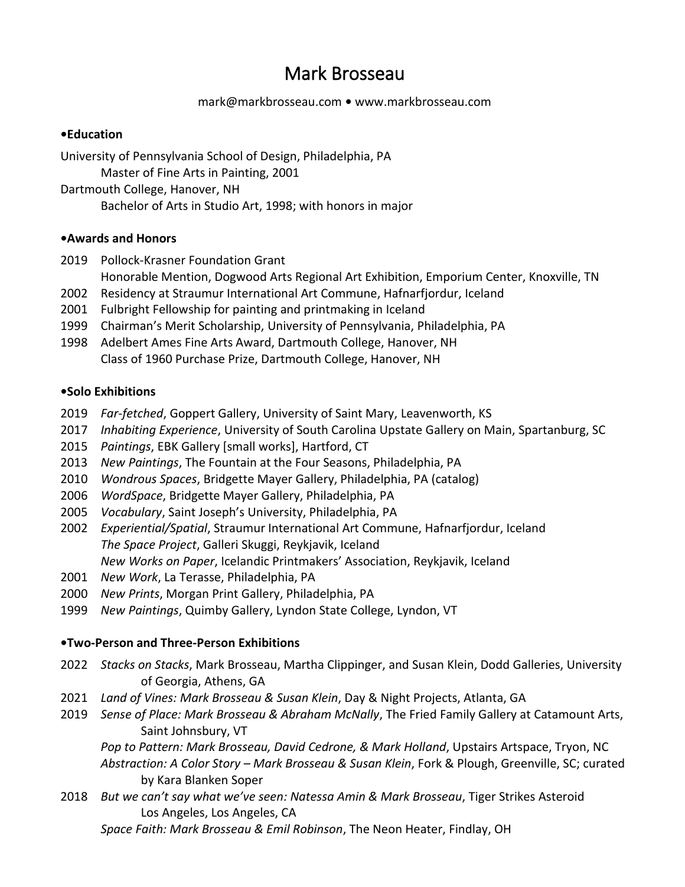# Mark Brosseau

mark@markbrosseau.com • www.markbrosseau.com

## •Education

University of Pennsylvania School of Design, Philadelphia, PA
  Master of Fine Arts in Painting, 2001

Dartmouth College, Hanover, NH
  Bachelor of Arts in Studio Art, 1998; with honors in major

## •Awards and Honors

2019 Pollock-Krasner Foundation Grant
  Honorable Mention, Dogwood Arts Regional Art Exhibition, Emporium Center, Knoxville, TN

2002 Residency at Straumur International Art Commune, Hafnarfjordur, Iceland

2001 Fulbright Fellowship for painting and printmaking in Iceland

1999 Chairman's Merit Scholarship, University of Pennsylvania, Philadelphia, PA

1998 Adelbert Ames Fine Arts Award, Dartmouth College, Hanover, NH
  Class of 1960 Purchase Prize, Dartmouth College, Hanover, NH

## •Solo Exhibitions

2019 *Far-fetched*, Goppert Gallery, University of Saint Mary, Leavenworth, KS

2017 *Inhabiting Experience*, University of South Carolina Upstate Gallery on Main, Spartanburg, SC

2015 *Paintings*, EBK Gallery [small works], Hartford, CT

2013 *New Paintings*, The Fountain at the Four Seasons, Philadelphia, PA

2010 *Wondrous Spaces*, Bridgette Mayer Gallery, Philadelphia, PA (catalog)

2006 *WordSpace*, Bridgette Mayer Gallery, Philadelphia, PA

2005 *Vocabulary*, Saint Joseph's University, Philadelphia, PA

2002 *Experiential/Spatial*, Straumur International Art Commune, Hafnarfjordur, Iceland
  *The Space Project*, Galleri Skuggi, Reykjavik, Iceland
  *New Works on Paper*, Icelandic Printmakers' Association, Reykjavik, Iceland

2001 *New Work*, La Terasse, Philadelphia, PA

2000 *New Prints*, Morgan Print Gallery, Philadelphia, PA

1999 *New Paintings*, Quimby Gallery, Lyndon State College, Lyndon, VT

## •Two-Person and Three-Person Exhibitions

2022 *Stacks on Stacks*, Mark Brosseau, Martha Clippinger, and Susan Klein, Dodd Galleries, University of Georgia, Athens, GA

2021 *Land of Vines: Mark Brosseau & Susan Klein*, Day & Night Projects, Atlanta, GA

2019 *Sense of Place: Mark Brosseau & Abraham McNally*, The Fried Family Gallery at Catamount Arts, Saint Johnsbury, VT
  *Pop to Pattern: Mark Brosseau, David Cedrone, & Mark Holland*, Upstairs Artspace, Tryon, NC
  *Abstraction: A Color Story – Mark Brosseau & Susan Klein*, Fork & Plough, Greenville, SC; curated by Kara Blanken Soper

2018 *But we can't say what we've seen: Natessa Amin & Mark Brosseau*, Tiger Strikes Asteroid Los Angeles, Los Angeles, CA
  *Space Faith: Mark Brosseau & Emil Robinson*, The Neon Heater, Findlay, OH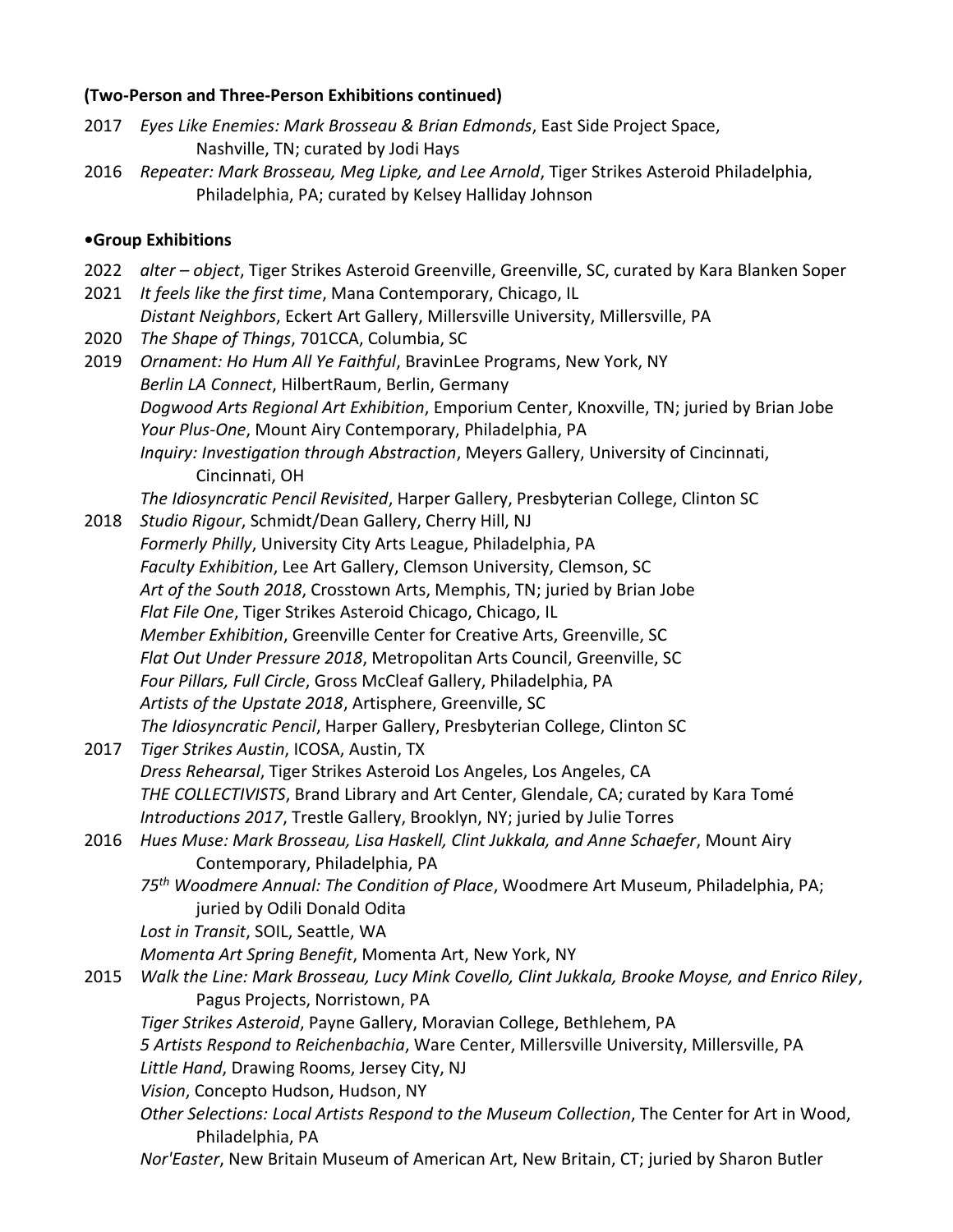**(Two-Person and Three-Person Exhibitions continued)**

2017 *Eyes Like Enemies: Mark Brosseau & Brian Edmonds*, East Side Project Space, Nashville, TN; curated by Jodi Hays

2016 *Repeater: Mark Brosseau, Meg Lipke, and Lee Arnold*, Tiger Strikes Asteroid Philadelphia, Philadelphia, PA; curated by Kelsey Halliday Johnson

**•Group Exhibitions**

2022 *alter – object*, Tiger Strikes Asteroid Greenville, Greenville, SC, curated by Kara Blanken Soper

2021 *It feels like the first time*, Mana Contemporary, Chicago, IL
*Distant Neighbors*, Eckert Art Gallery, Millersville University, Millersville, PA

2020 *The Shape of Things*, 701CCA, Columbia, SC

2019 *Ornament: Ho Hum All Ye Faithful*, BravinLee Programs, New York, NY
*Berlin LA Connect*, HilbertRaum, Berlin, Germany
*Dogwood Arts Regional Art Exhibition*, Emporium Center, Knoxville, TN; juried by Brian Jobe
*Your Plus-One*, Mount Airy Contemporary, Philadelphia, PA
*Inquiry: Investigation through Abstraction*, Meyers Gallery, University of Cincinnati, Cincinnati, OH
*The Idiosyncratic Pencil Revisited*, Harper Gallery, Presbyterian College, Clinton SC

2018 *Studio Rigour*, Schmidt/Dean Gallery, Cherry Hill, NJ
*Formerly Philly*, University City Arts League, Philadelphia, PA
*Faculty Exhibition*, Lee Art Gallery, Clemson University, Clemson, SC
*Art of the South 2018*, Crosstown Arts, Memphis, TN; juried by Brian Jobe
*Flat File One*, Tiger Strikes Asteroid Chicago, Chicago, IL
*Member Exhibition*, Greenville Center for Creative Arts, Greenville, SC
*Flat Out Under Pressure 2018*, Metropolitan Arts Council, Greenville, SC
*Four Pillars, Full Circle*, Gross McCleaf Gallery, Philadelphia, PA
*Artists of the Upstate 2018*, Artisphere, Greenville, SC
*The Idiosyncratic Pencil*, Harper Gallery, Presbyterian College, Clinton SC

2017 *Tiger Strikes Austin*, ICOSA, Austin, TX
*Dress Rehearsal*, Tiger Strikes Asteroid Los Angeles, Los Angeles, CA
*THE COLLECTIVISTS*, Brand Library and Art Center, Glendale, CA; curated by Kara Tomé
*Introductions 2017*, Trestle Gallery, Brooklyn, NY; juried by Julie Torres

2016 *Hues Muse: Mark Brosseau, Lisa Haskell, Clint Jukkala, and Anne Schaefer*, Mount Airy Contemporary, Philadelphia, PA
*75th Woodmere Annual: The Condition of Place*, Woodmere Art Museum, Philadelphia, PA; juried by Odili Donald Odita
*Lost in Transit*, SOIL, Seattle, WA
*Momenta Art Spring Benefit*, Momenta Art, New York, NY

2015 *Walk the Line: Mark Brosseau, Lucy Mink Covello, Clint Jukkala, Brooke Moyse, and Enrico Riley*, Pagus Projects, Norristown, PA
*Tiger Strikes Asteroid*, Payne Gallery, Moravian College, Bethlehem, PA
*5 Artists Respond to Reichenbachia*, Ware Center, Millersville University, Millersville, PA
*Little Hand*, Drawing Rooms, Jersey City, NJ
*Vision*, Concepto Hudson, Hudson, NY
*Other Selections: Local Artists Respond to the Museum Collection*, The Center for Art in Wood, Philadelphia, PA
*Nor'Easter*, New Britain Museum of American Art, New Britain, CT; juried by Sharon Butler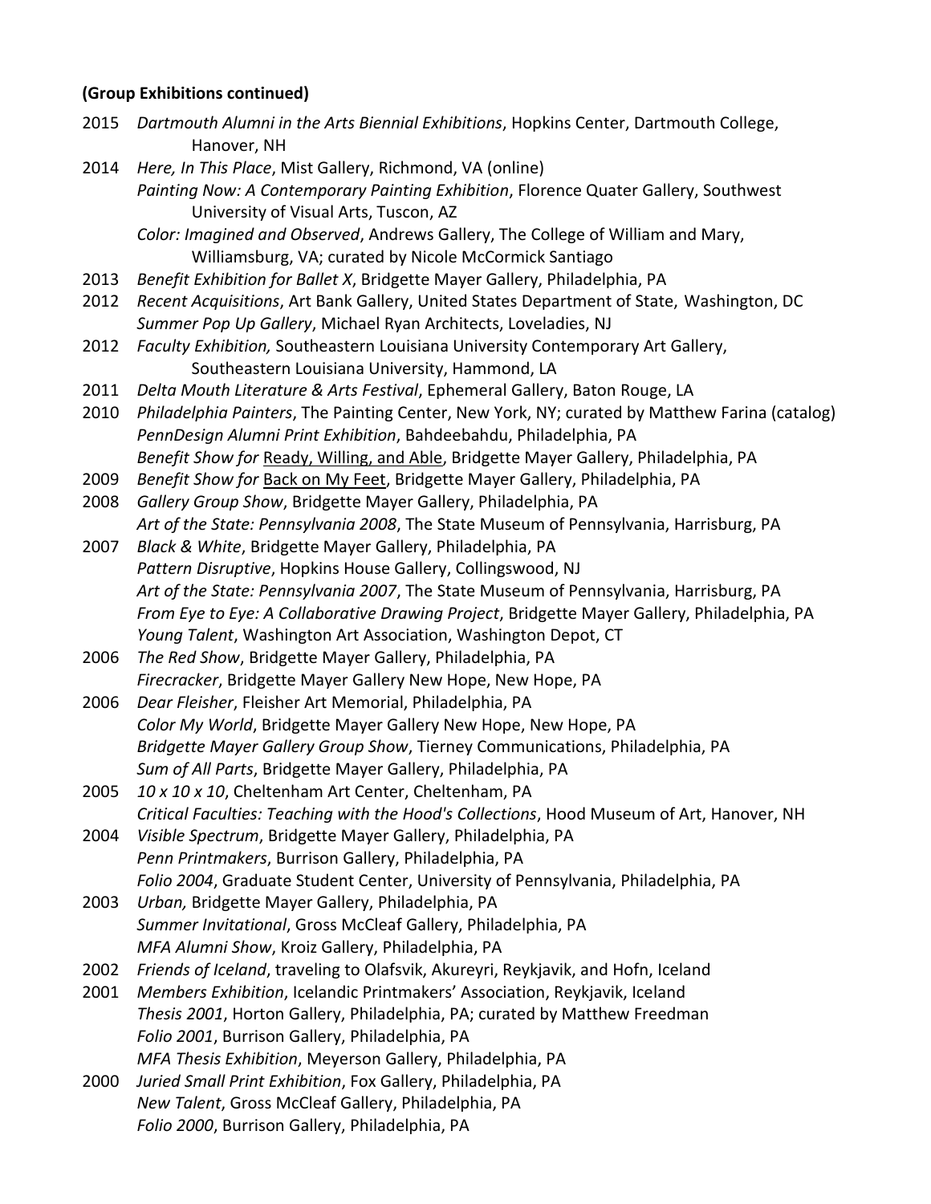**(Group Exhibitions continued)**

2015 *Dartmouth Alumni in the Arts Biennial Exhibitions*, Hopkins Center, Dartmouth College, Hanover, NH

2014 *Here, In This Place*, Mist Gallery, Richmond, VA (online)
*Painting Now: A Contemporary Painting Exhibition*, Florence Quater Gallery, Southwest University of Visual Arts, Tuscon, AZ
*Color: Imagined and Observed*, Andrews Gallery, The College of William and Mary, Williamsburg, VA; curated by Nicole McCormick Santiago

2013 *Benefit Exhibition for Ballet X*, Bridgette Mayer Gallery, Philadelphia, PA

2012 *Recent Acquisitions*, Art Bank Gallery, United States Department of State, Washington, DC
*Summer Pop Up Gallery*, Michael Ryan Architects, Loveladies, NJ

2012 *Faculty Exhibition,* Southeastern Louisiana University Contemporary Art Gallery, Southeastern Louisiana University, Hammond, LA

2011 *Delta Mouth Literature & Arts Festival*, Ephemeral Gallery, Baton Rouge, LA

2010 *Philadelphia Painters*, The Painting Center, New York, NY; curated by Matthew Farina (catalog)
*PennDesign Alumni Print Exhibition*, Bahdeebahdu, Philadelphia, PA
*Benefit Show for* Ready, Willing, and Able, Bridgette Mayer Gallery, Philadelphia, PA

2009 *Benefit Show for* Back on My Feet, Bridgette Mayer Gallery, Philadelphia, PA

2008 *Gallery Group Show*, Bridgette Mayer Gallery, Philadelphia, PA
*Art of the State: Pennsylvania 2008*, The State Museum of Pennsylvania, Harrisburg, PA

2007 *Black & White*, Bridgette Mayer Gallery, Philadelphia, PA
*Pattern Disruptive*, Hopkins House Gallery, Collingswood, NJ
*Art of the State: Pennsylvania 2007*, The State Museum of Pennsylvania, Harrisburg, PA
*From Eye to Eye: A Collaborative Drawing Project*, Bridgette Mayer Gallery, Philadelphia, PA
*Young Talent*, Washington Art Association, Washington Depot, CT

2006 *The Red Show*, Bridgette Mayer Gallery, Philadelphia, PA
*Firecracker*, Bridgette Mayer Gallery New Hope, New Hope, PA

2006 *Dear Fleisher*, Fleisher Art Memorial, Philadelphia, PA
*Color My World*, Bridgette Mayer Gallery New Hope, New Hope, PA
*Bridgette Mayer Gallery Group Show*, Tierney Communications, Philadelphia, PA
*Sum of All Parts*, Bridgette Mayer Gallery, Philadelphia, PA

2005 *10 x 10 x 10*, Cheltenham Art Center, Cheltenham, PA
*Critical Faculties: Teaching with the Hood's Collections*, Hood Museum of Art, Hanover, NH

2004 *Visible Spectrum*, Bridgette Mayer Gallery, Philadelphia, PA
*Penn Printmakers*, Burrison Gallery, Philadelphia, PA
*Folio 2004*, Graduate Student Center, University of Pennsylvania, Philadelphia, PA

2003 *Urban,* Bridgette Mayer Gallery, Philadelphia, PA
*Summer Invitational*, Gross McCleaf Gallery, Philadelphia, PA
*MFA Alumni Show*, Kroiz Gallery, Philadelphia, PA

2002 *Friends of Iceland*, traveling to Olafsvik, Akureyri, Reykjavik, and Hofn, Iceland

2001 *Members Exhibition*, Icelandic Printmakers' Association, Reykjavik, Iceland
*Thesis 2001*, Horton Gallery, Philadelphia, PA; curated by Matthew Freedman
*Folio 2001*, Burrison Gallery, Philadelphia, PA
*MFA Thesis Exhibition*, Meyerson Gallery, Philadelphia, PA

2000 *Juried Small Print Exhibition*, Fox Gallery, Philadelphia, PA
*New Talent*, Gross McCleaf Gallery, Philadelphia, PA
*Folio 2000*, Burrison Gallery, Philadelphia, PA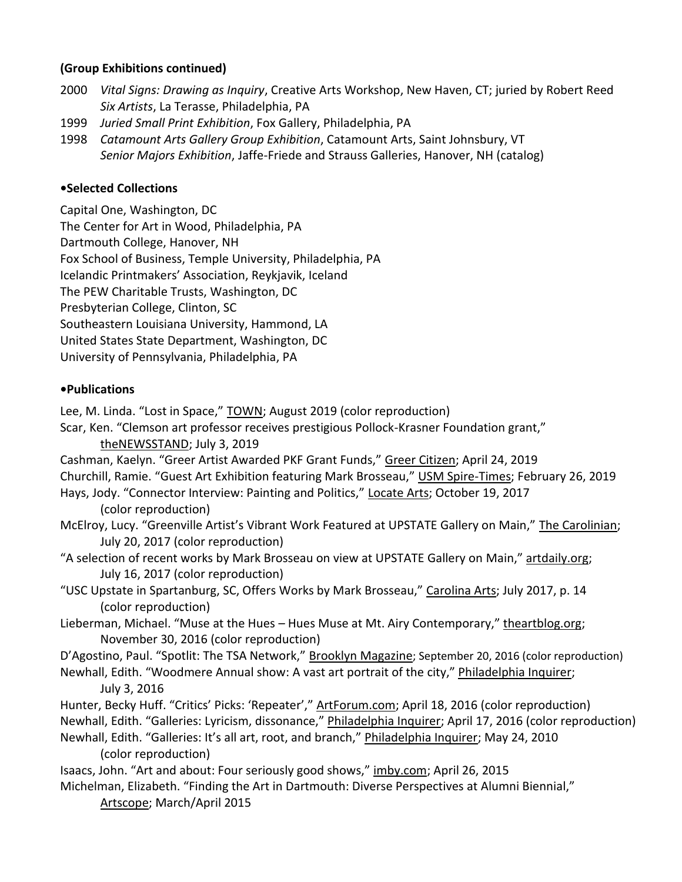**(Group Exhibitions continued)**

2000 *Vital Signs: Drawing as Inquiry*, Creative Arts Workshop, New Haven, CT; juried by Robert Reed
*Six Artists*, La Terasse, Philadelphia, PA

1999 *Juried Small Print Exhibition*, Fox Gallery, Philadelphia, PA

1998 *Catamount Arts Gallery Group Exhibition*, Catamount Arts, Saint Johnsbury, VT
*Senior Majors Exhibition*, Jaffe-Friede and Strauss Galleries, Hanover, NH (catalog)

## •Selected Collections

Capital One, Washington, DC
The Center for Art in Wood, Philadelphia, PA
Dartmouth College, Hanover, NH
Fox School of Business, Temple University, Philadelphia, PA
Icelandic Printmakers' Association, Reykjavik, Iceland
The PEW Charitable Trusts, Washington, DC
Presbyterian College, Clinton, SC
Southeastern Louisiana University, Hammond, LA
United States State Department, Washington, DC
University of Pennsylvania, Philadelphia, PA

## •Publications

Lee, M. Linda. "Lost in Space," TOWN; August 2019 (color reproduction)

Scar, Ken. "Clemson art professor receives prestigious Pollock-Krasner Foundation grant," theNEWSSTAND; July 3, 2019

Cashman, Kaelyn. "Greer Artist Awarded PKF Grant Funds," Greer Citizen; April 24, 2019

Churchill, Ramie. "Guest Art Exhibition featuring Mark Brosseau," USM Spire-Times; February 26, 2019

Hays, Jody. "Connector Interview: Painting and Politics," Locate Arts; October 19, 2017 (color reproduction)

McElroy, Lucy. "Greenville Artist's Vibrant Work Featured at UPSTATE Gallery on Main," The Carolinian; July 20, 2017 (color reproduction)

"A selection of recent works by Mark Brosseau on view at UPSTATE Gallery on Main," artdaily.org; July 16, 2017 (color reproduction)

"USC Upstate in Spartanburg, SC, Offers Works by Mark Brosseau," Carolina Arts; July 2017, p. 14 (color reproduction)

Lieberman, Michael. "Muse at the Hues – Hues Muse at Mt. Airy Contemporary," theartblog.org; November 30, 2016 (color reproduction)

D'Agostino, Paul. "Spotlit: The TSA Network," Brooklyn Magazine; September 20, 2016 (color reproduction)

Newhall, Edith. "Woodmere Annual show: A vast art portrait of the city," Philadelphia Inquirer; July 3, 2016

Hunter, Becky Huff. "Critics' Picks: 'Repeater'," ArtForum.com; April 18, 2016 (color reproduction)

Newhall, Edith. "Galleries: Lyricism, dissonance," Philadelphia Inquirer; April 17, 2016 (color reproduction)

Newhall, Edith. "Galleries: It's all art, root, and branch," Philadelphia Inquirer; May 24, 2010 (color reproduction)

Isaacs, John. "Art and about: Four seriously good shows," imby.com; April 26, 2015

Michelman, Elizabeth. "Finding the Art in Dartmouth: Diverse Perspectives at Alumni Biennial," Artscope; March/April 2015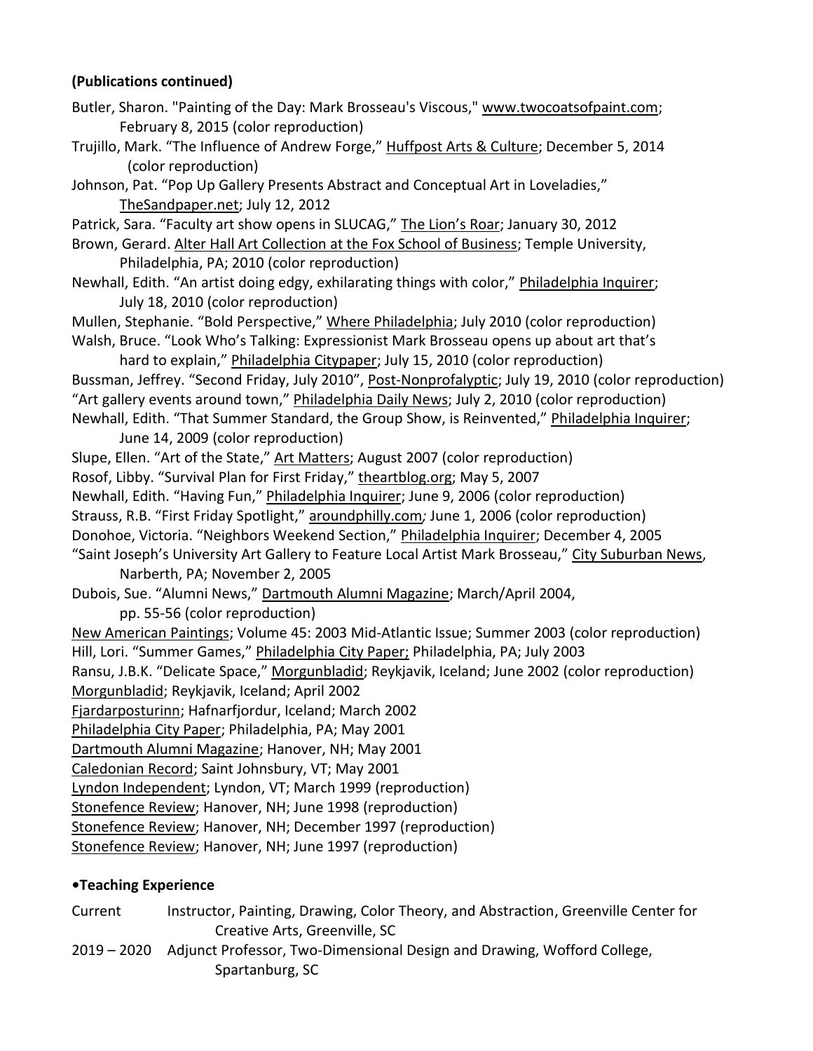**(Publications continued)**

Butler, Sharon. "Painting of the Day: Mark Brosseau's Viscous," www.twocoatsofpaint.com; February 8, 2015 (color reproduction)

Trujillo, Mark. "The Influence of Andrew Forge," Huffpost Arts & Culture; December 5, 2014 (color reproduction)

Johnson, Pat. "Pop Up Gallery Presents Abstract and Conceptual Art in Loveladies," TheSandpaper.net; July 12, 2012

Patrick, Sara. "Faculty art show opens in SLUCAG," The Lion's Roar; January 30, 2012

Brown, Gerard. Alter Hall Art Collection at the Fox School of Business; Temple University, Philadelphia, PA; 2010 (color reproduction)

Newhall, Edith. "An artist doing edgy, exhilarating things with color," Philadelphia Inquirer; July 18, 2010 (color reproduction)

Mullen, Stephanie. "Bold Perspective," Where Philadelphia; July 2010 (color reproduction)

Walsh, Bruce. "Look Who's Talking: Expressionist Mark Brosseau opens up about art that's hard to explain," Philadelphia Citypaper; July 15, 2010 (color reproduction)

Bussman, Jeffrey. "Second Friday, July 2010", Post-Nonprofalyptic; July 19, 2010 (color reproduction)

"Art gallery events around town," Philadelphia Daily News; July 2, 2010 (color reproduction)

Newhall, Edith. "That Summer Standard, the Group Show, is Reinvented," Philadelphia Inquirer; June 14, 2009 (color reproduction)

Slupe, Ellen. "Art of the State," Art Matters; August 2007 (color reproduction)

Rosof, Libby. "Survival Plan for First Friday," theartblog.org; May 5, 2007

Newhall, Edith. "Having Fun," Philadelphia Inquirer; June 9, 2006 (color reproduction)

Strauss, R.B. "First Friday Spotlight," aroundphilly.com; June 1, 2006 (color reproduction)

Donohoe, Victoria. "Neighbors Weekend Section," Philadelphia Inquirer; December 4, 2005

"Saint Joseph's University Art Gallery to Feature Local Artist Mark Brosseau," City Suburban News, Narberth, PA; November 2, 2005

Dubois, Sue. "Alumni News," Dartmouth Alumni Magazine; March/April 2004, pp. 55-56 (color reproduction)

New American Paintings; Volume 45: 2003 Mid-Atlantic Issue; Summer 2003 (color reproduction)

Hill, Lori. "Summer Games," Philadelphia City Paper; Philadelphia, PA; July 2003

Ransu, J.B.K. "Delicate Space," Morgunbladid; Reykjavik, Iceland; June 2002 (color reproduction)

Morgunbladid; Reykjavik, Iceland; April 2002

Fjardarposturinn; Hafnarfjordur, Iceland; March 2002

Philadelphia City Paper; Philadelphia, PA; May 2001

Dartmouth Alumni Magazine; Hanover, NH; May 2001

Caledonian Record; Saint Johnsbury, VT; May 2001

Lyndon Independent; Lyndon, VT; March 1999 (reproduction)

Stonefence Review; Hanover, NH; June 1998 (reproduction)

Stonefence Review; Hanover, NH; December 1997 (reproduction)

Stonefence Review; Hanover, NH; June 1997 (reproduction)

**•Teaching Experience**

Current — Instructor, Painting, Drawing, Color Theory, and Abstraction, Greenville Center for Creative Arts, Greenville, SC

2019 – 2020 — Adjunct Professor, Two-Dimensional Design and Drawing, Wofford College, Spartanburg, SC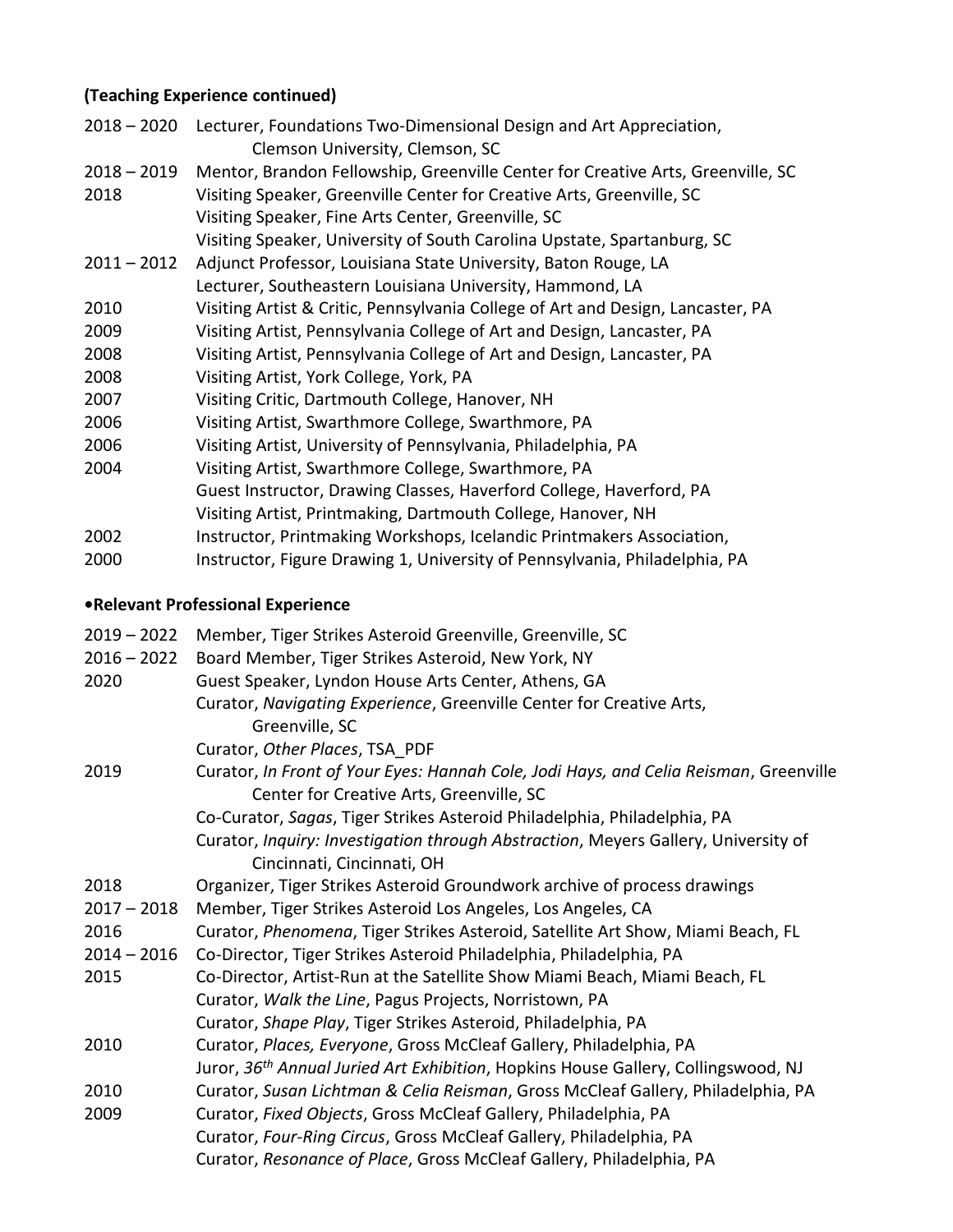**(Teaching Experience continued)**

2018 – 2020 Lecturer, Foundations Two-Dimensional Design and Art Appreciation, Clemson University, Clemson, SC
2018 – 2019 Mentor, Brandon Fellowship, Greenville Center for Creative Arts, Greenville, SC
2018 Visiting Speaker, Greenville Center for Creative Arts, Greenville, SC
Visiting Speaker, Fine Arts Center, Greenville, SC
Visiting Speaker, University of South Carolina Upstate, Spartanburg, SC
2011 – 2012 Adjunct Professor, Louisiana State University, Baton Rouge, LA
Lecturer, Southeastern Louisiana University, Hammond, LA
2010 Visiting Artist & Critic, Pennsylvania College of Art and Design, Lancaster, PA
2009 Visiting Artist, Pennsylvania College of Art and Design, Lancaster, PA
2008 Visiting Artist, Pennsylvania College of Art and Design, Lancaster, PA
2008 Visiting Artist, York College, York, PA
2007 Visiting Critic, Dartmouth College, Hanover, NH
2006 Visiting Artist, Swarthmore College, Swarthmore, PA
2006 Visiting Artist, University of Pennsylvania, Philadelphia, PA
2004 Visiting Artist, Swarthmore College, Swarthmore, PA
Guest Instructor, Drawing Classes, Haverford College, Haverford, PA
Visiting Artist, Printmaking, Dartmouth College, Hanover, NH
2002 Instructor, Printmaking Workshops, Icelandic Printmakers Association,
2000 Instructor, Figure Drawing 1, University of Pennsylvania, Philadelphia, PA

**•Relevant Professional Experience**

2019 – 2022 Member, Tiger Strikes Asteroid Greenville, Greenville, SC
2016 – 2022 Board Member, Tiger Strikes Asteroid, New York, NY
2020 Guest Speaker, Lyndon House Arts Center, Athens, GA
Curator, *Navigating Experience*, Greenville Center for Creative Arts, Greenville, SC
Curator, *Other Places*, TSA_PDF
2019 Curator, *In Front of Your Eyes: Hannah Cole, Jodi Hays, and Celia Reisman*, Greenville Center for Creative Arts, Greenville, SC
Co-Curator, *Sagas*, Tiger Strikes Asteroid Philadelphia, Philadelphia, PA
Curator, *Inquiry: Investigation through Abstraction*, Meyers Gallery, University of Cincinnati, Cincinnati, OH
2018 Organizer, Tiger Strikes Asteroid Groundwork archive of process drawings
2017 – 2018 Member, Tiger Strikes Asteroid Los Angeles, Los Angeles, CA
2016 Curator, *Phenomena*, Tiger Strikes Asteroid, Satellite Art Show, Miami Beach, FL
2014 – 2016 Co-Director, Tiger Strikes Asteroid Philadelphia, Philadelphia, PA
2015 Co-Director, Artist-Run at the Satellite Show Miami Beach, Miami Beach, FL
Curator, *Walk the Line*, Pagus Projects, Norristown, PA
Curator, *Shape Play*, Tiger Strikes Asteroid, Philadelphia, PA
2010 Curator, *Places, Everyone*, Gross McCleaf Gallery, Philadelphia, PA
Juror, *36th Annual Juried Art Exhibition*, Hopkins House Gallery, Collingswood, NJ
2010 Curator, *Susan Lichtman & Celia Reisman*, Gross McCleaf Gallery, Philadelphia, PA
2009 Curator, *Fixed Objects*, Gross McCleaf Gallery, Philadelphia, PA
Curator, *Four-Ring Circus*, Gross McCleaf Gallery, Philadelphia, PA
Curator, *Resonance of Place*, Gross McCleaf Gallery, Philadelphia, PA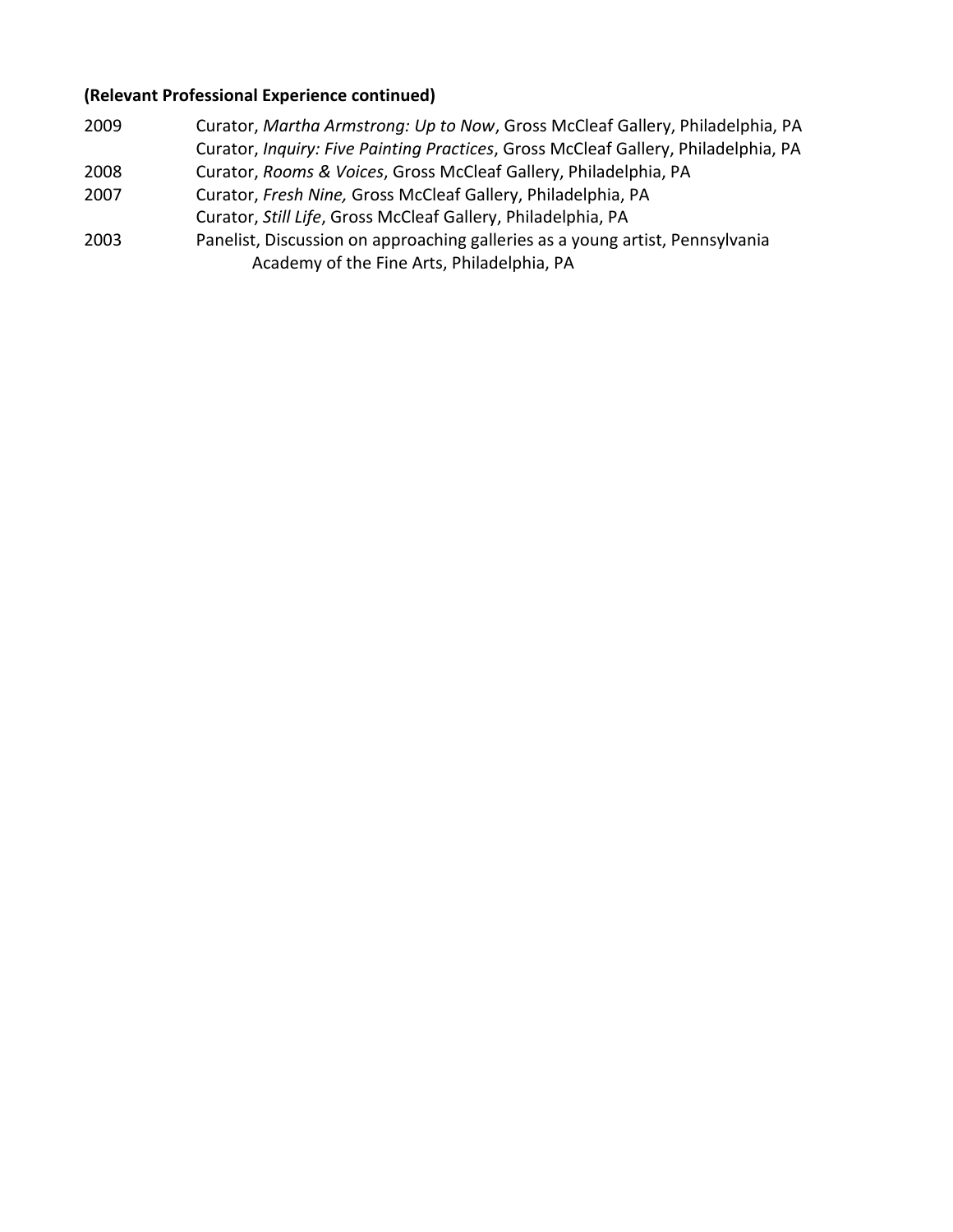**(Relevant Professional Experience continued)**

2009 Curator, *Martha Armstrong: Up to Now*, Gross McCleaf Gallery, Philadelphia, PA
Curator, *Inquiry: Five Painting Practices*, Gross McCleaf Gallery, Philadelphia, PA

2008 Curator, *Rooms & Voices*, Gross McCleaf Gallery, Philadelphia, PA

2007 Curator, *Fresh Nine,* Gross McCleaf Gallery, Philadelphia, PA
Curator, *Still Life*, Gross McCleaf Gallery, Philadelphia, PA

2003 Panelist, Discussion on approaching galleries as a young artist, Pennsylvania Academy of the Fine Arts, Philadelphia, PA